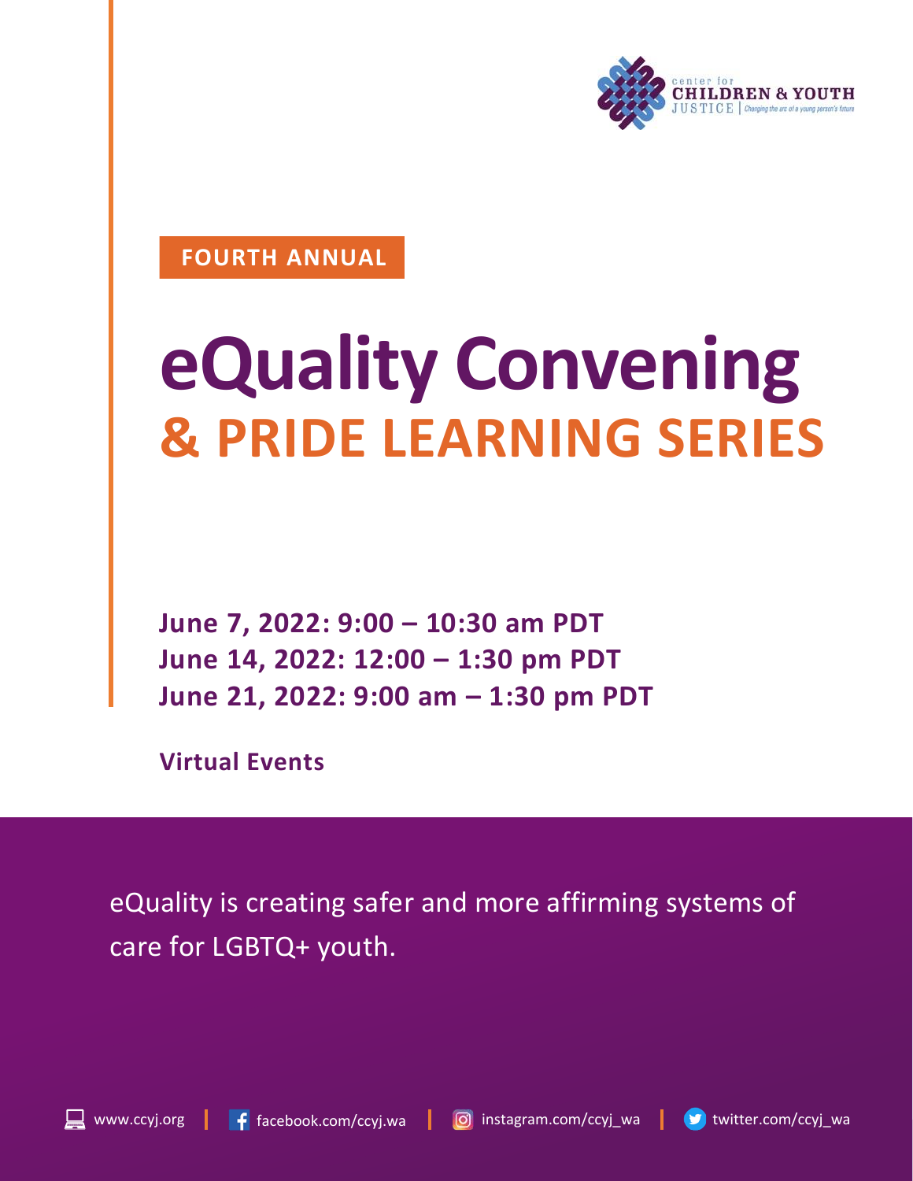center for **CHILDREN & YOUTH JUSTICE** | Changing the arc of a young person's future

**FOURTH ANNUAL**

# eQuality Convening
## & PRIDE LEARNING SERIES

**June 7, 2022: 9:00 – 10:30 am PDT**
**June 14, 2022: 12:00 – 1:30 pm PDT**
**June 21, 2022: 9:00 am – 1:30 pm PDT**

**Virtual Events**

eQuality is creating safer and more affirming systems of care for LGBTQ+ youth.

www.ccyj.org | facebook.com/ccyj.wa | instagram.com/ccyj_wa | twitter.com/ccyj_wa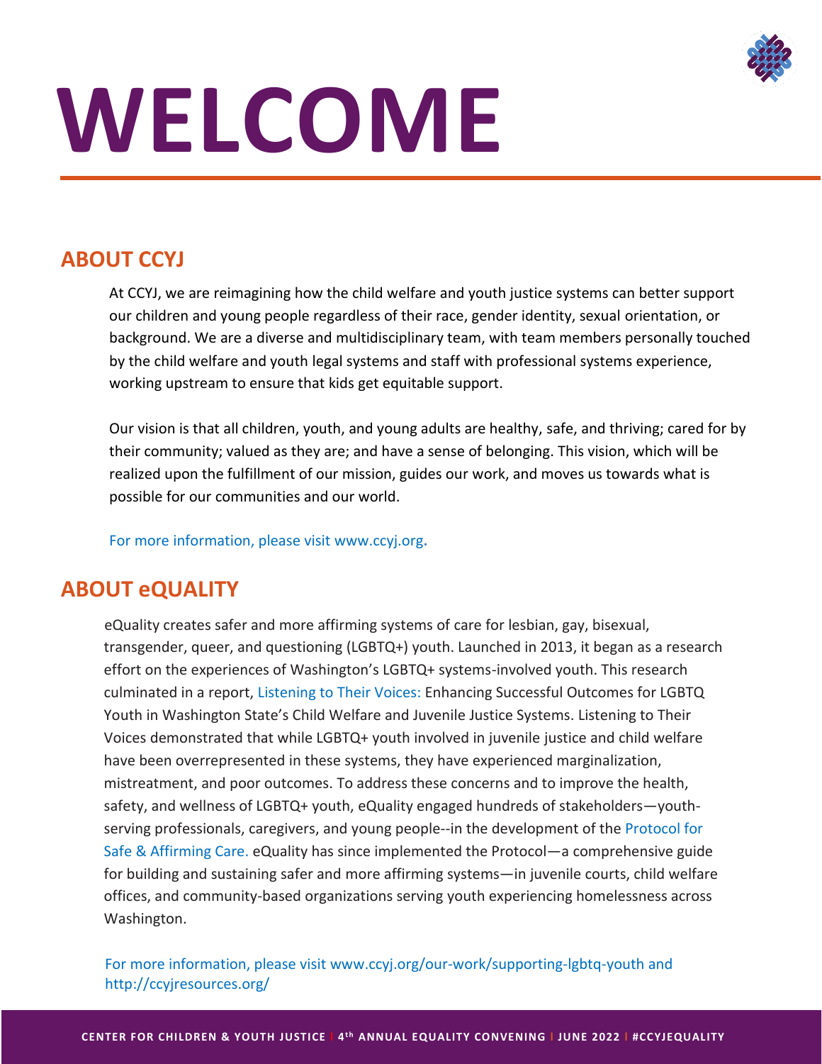# WELCOME

## ABOUT CCYJ

At CCYJ, we are reimagining how the child welfare and youth justice systems can better support our children and young people regardless of their race, gender identity, sexual orientation, or background. We are a diverse and multidisciplinary team, with team members personally touched by the child welfare and youth legal systems and staff with professional systems experience, working upstream to ensure that kids get equitable support.

Our vision is that all children, youth, and young adults are healthy, safe, and thriving; cared for by their community; valued as they are; and have a sense of belonging. This vision, which will be realized upon the fulfillment of our mission, guides our work, and moves us towards what is possible for our communities and our world.

For more information, please visit www.ccyj.org.

## ABOUT eQUALITY

eQuality creates safer and more affirming systems of care for lesbian, gay, bisexual, transgender, queer, and questioning (LGBTQ+) youth. Launched in 2013, it began as a research effort on the experiences of Washington's LGBTQ+ systems-involved youth. This research culminated in a report, Listening to Their Voices: Enhancing Successful Outcomes for LGBTQ Youth in Washington State's Child Welfare and Juvenile Justice Systems. Listening to Their Voices demonstrated that while LGBTQ+ youth involved in juvenile justice and child welfare have been overrepresented in these systems, they have experienced marginalization, mistreatment, and poor outcomes. To address these concerns and to improve the health, safety, and wellness of LGBTQ+ youth, eQuality engaged hundreds of stakeholders—youth-serving professionals, caregivers, and young people--in the development of the Protocol for Safe & Affirming Care. eQuality has since implemented the Protocol—a comprehensive guide for building and sustaining safer and more affirming systems—in juvenile courts, child welfare offices, and community-based organizations serving youth experiencing homelessness across Washington.

For more information, please visit www.ccyj.org/our-work/supporting-lgbtq-youth and http://ccyjresources.org/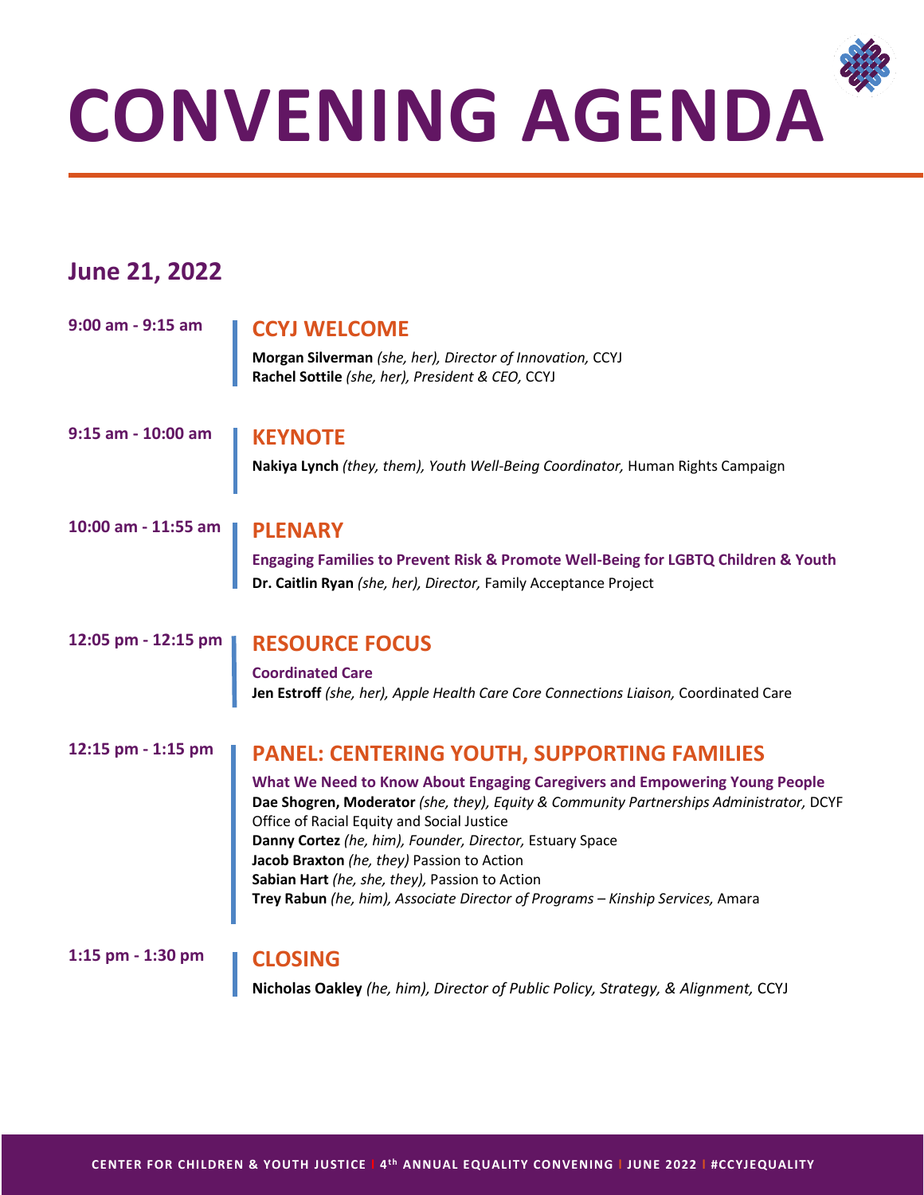# CONVENING AGENDA

## June 21, 2022

**9:00 am - 9:15 am**

### CCYJ WELCOME

**Morgan Silverman** *(she, her), Director of Innovation,* CCYJ
**Rachel Sottile** *(she, her), President & CEO,* CCYJ

**9:15 am - 10:00 am**

### KEYNOTE

**Nakiya Lynch** *(they, them), Youth Well-Being Coordinator,* Human Rights Campaign

**10:00 am - 11:55 am**

### PLENARY

**Engaging Families to Prevent Risk & Promote Well-Being for LGBTQ Children & Youth**
**Dr. Caitlin Ryan** *(she, her), Director,* Family Acceptance Project

**12:05 pm - 12:15 pm**

### RESOURCE FOCUS

**Coordinated Care**
**Jen Estroff** *(she, her), Apple Health Care Core Connections Liaison,* Coordinated Care

**12:15 pm - 1:15 pm**

### PANEL: CENTERING YOUTH, SUPPORTING FAMILIES

**What We Need to Know About Engaging Caregivers and Empowering Young People**
**Dae Shogren, Moderator** *(she, they), Equity & Community Partnerships Administrator,* DCYF Office of Racial Equity and Social Justice
**Danny Cortez** *(he, him), Founder, Director,* Estuary Space
**Jacob Braxton** *(he, they)* Passion to Action
**Sabian Hart** *(he, she, they),* Passion to Action
**Trey Rabun** *(he, him), Associate Director of Programs – Kinship Services,* Amara

**1:15 pm - 1:30 pm**

### CLOSING

**Nicholas Oakley** *(he, him), Director of Public Policy, Strategy, & Alignment,* CCYJ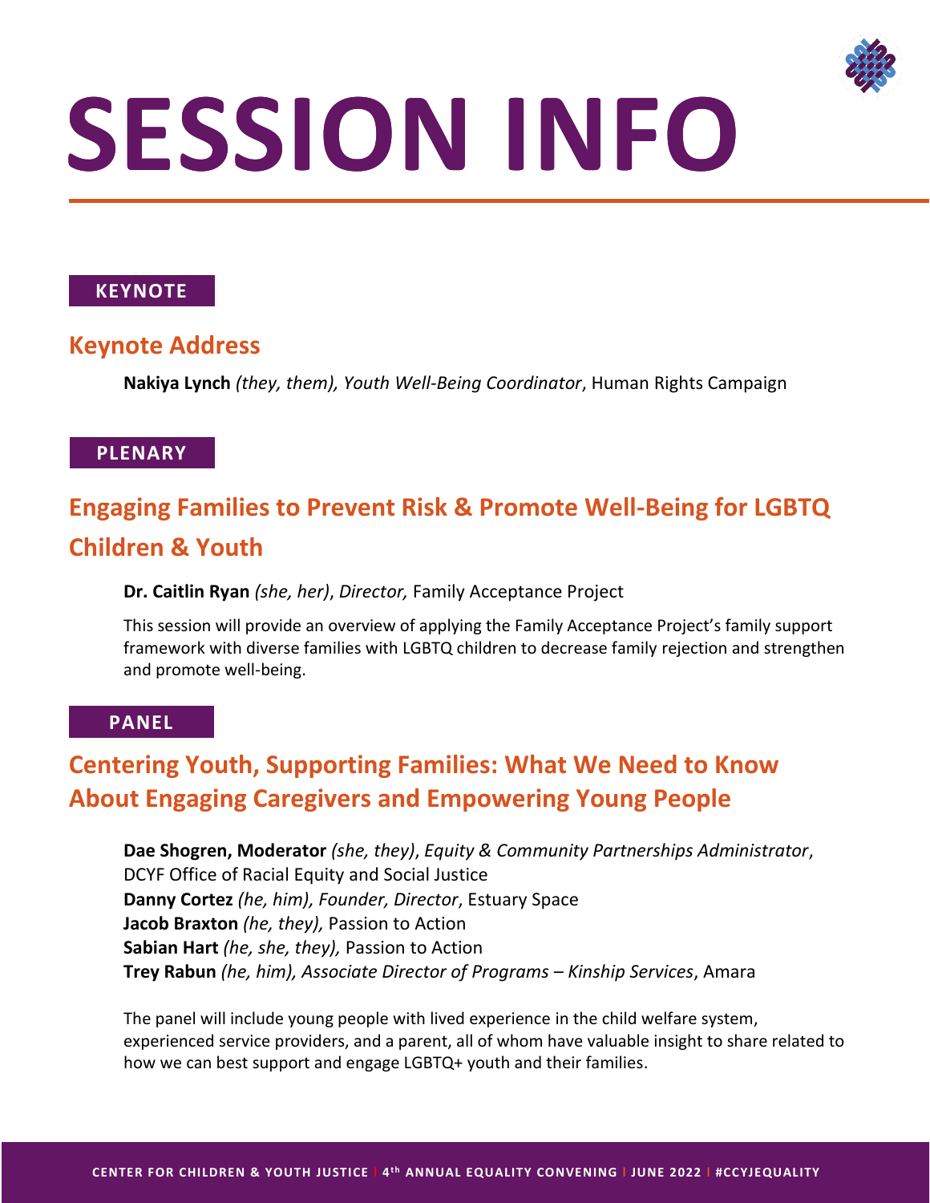# SESSION INFO

**KEYNOTE**

## Keynote Address

**Nakiya Lynch** *(they, them), Youth Well-Being Coordinator*, Human Rights Campaign

**PLENARY**

## Engaging Families to Prevent Risk & Promote Well-Being for LGBTQ Children & Youth

**Dr. Caitlin Ryan** *(she, her)*, *Director,* Family Acceptance Project

This session will provide an overview of applying the Family Acceptance Project's family support framework with diverse families with LGBTQ children to decrease family rejection and strengthen and promote well-being.

**PANEL**

## Centering Youth, Supporting Families: What We Need to Know About Engaging Caregivers and Empowering Young People

**Dae Shogren, Moderator** *(she, they)*, *Equity & Community Partnerships Administrator*, DCYF Office of Racial Equity and Social Justice
**Danny Cortez** *(he, him), Founder, Director*, Estuary Space
**Jacob Braxton** *(he, they),* Passion to Action
**Sabian Hart** *(he, she, they),* Passion to Action
**Trey Rabun** *(he, him), Associate Director of Programs – Kinship Services*, Amara

The panel will include young people with lived experience in the child welfare system, experienced service providers, and a parent, all of whom have valuable insight to share related to how we can best support and engage LGBTQ+ youth and their families.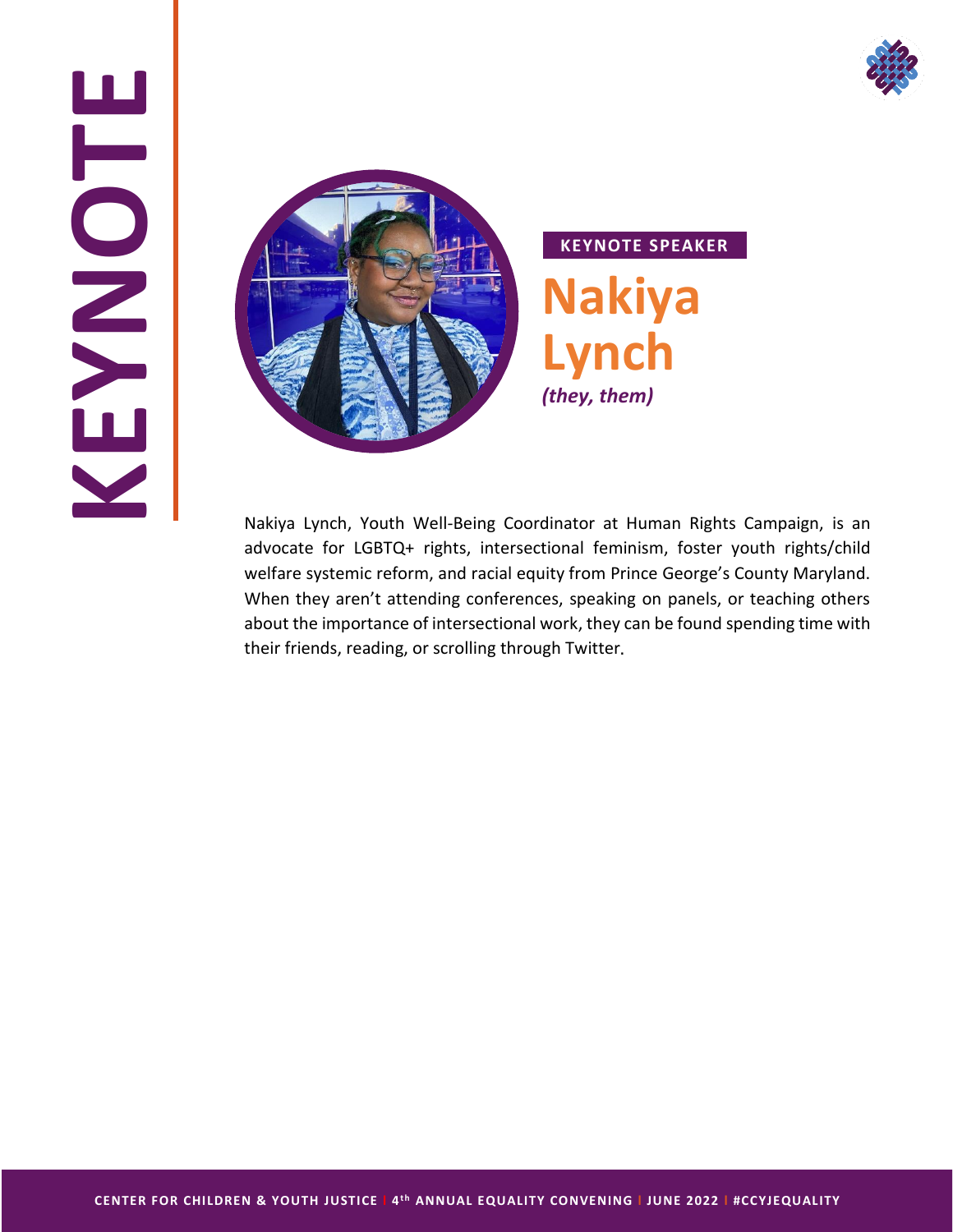# KEYNOTE

**KEYNOTE SPEAKER**

## Nakiya Lynch

***(they, them)***

Nakiya Lynch, Youth Well-Being Coordinator at Human Rights Campaign, is an advocate for LGBTQ+ rights, intersectional feminism, foster youth rights/child welfare systemic reform, and racial equity from Prince George's County Maryland. When they aren't attending conferences, speaking on panels, or teaching others about the importance of intersectional work, they can be found spending time with their friends, reading, or scrolling through Twitter.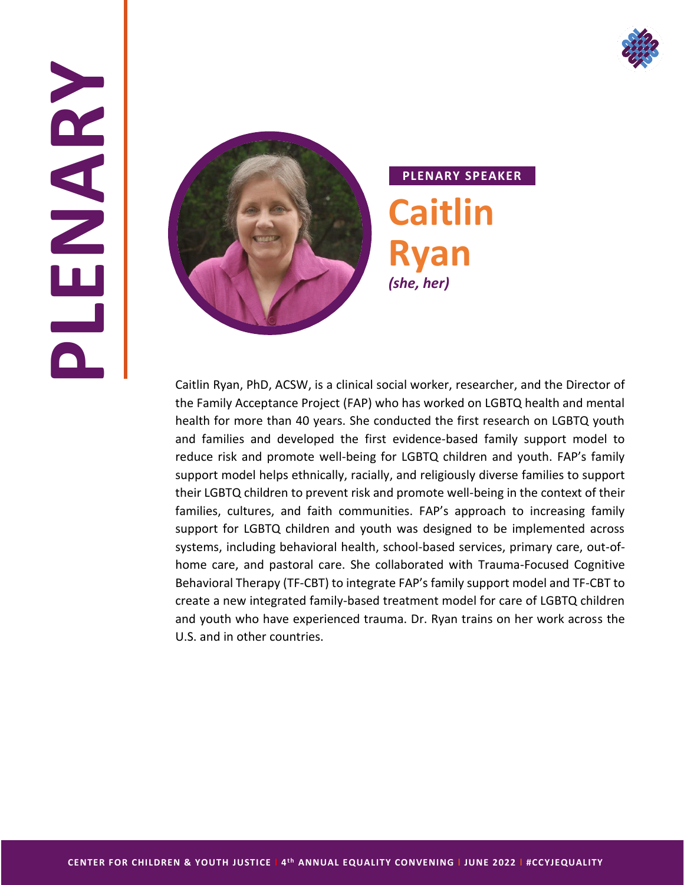# PLENARY

**PLENARY SPEAKER**

## Caitlin Ryan

*(she, her)*

Caitlin Ryan, PhD, ACSW, is a clinical social worker, researcher, and the Director of the Family Acceptance Project (FAP) who has worked on LGBTQ health and mental health for more than 40 years. She conducted the first research on LGBTQ youth and families and developed the first evidence-based family support model to reduce risk and promote well-being for LGBTQ children and youth. FAP's family support model helps ethnically, racially, and religiously diverse families to support their LGBTQ children to prevent risk and promote well-being in the context of their families, cultures, and faith communities. FAP's approach to increasing family support for LGBTQ children and youth was designed to be implemented across systems, including behavioral health, school-based services, primary care, out-of-home care, and pastoral care. She collaborated with Trauma-Focused Cognitive Behavioral Therapy (TF-CBT) to integrate FAP's family support model and TF-CBT to create a new integrated family-based treatment model for care of LGBTQ children and youth who have experienced trauma. Dr. Ryan trains on her work across the U.S. and in other countries.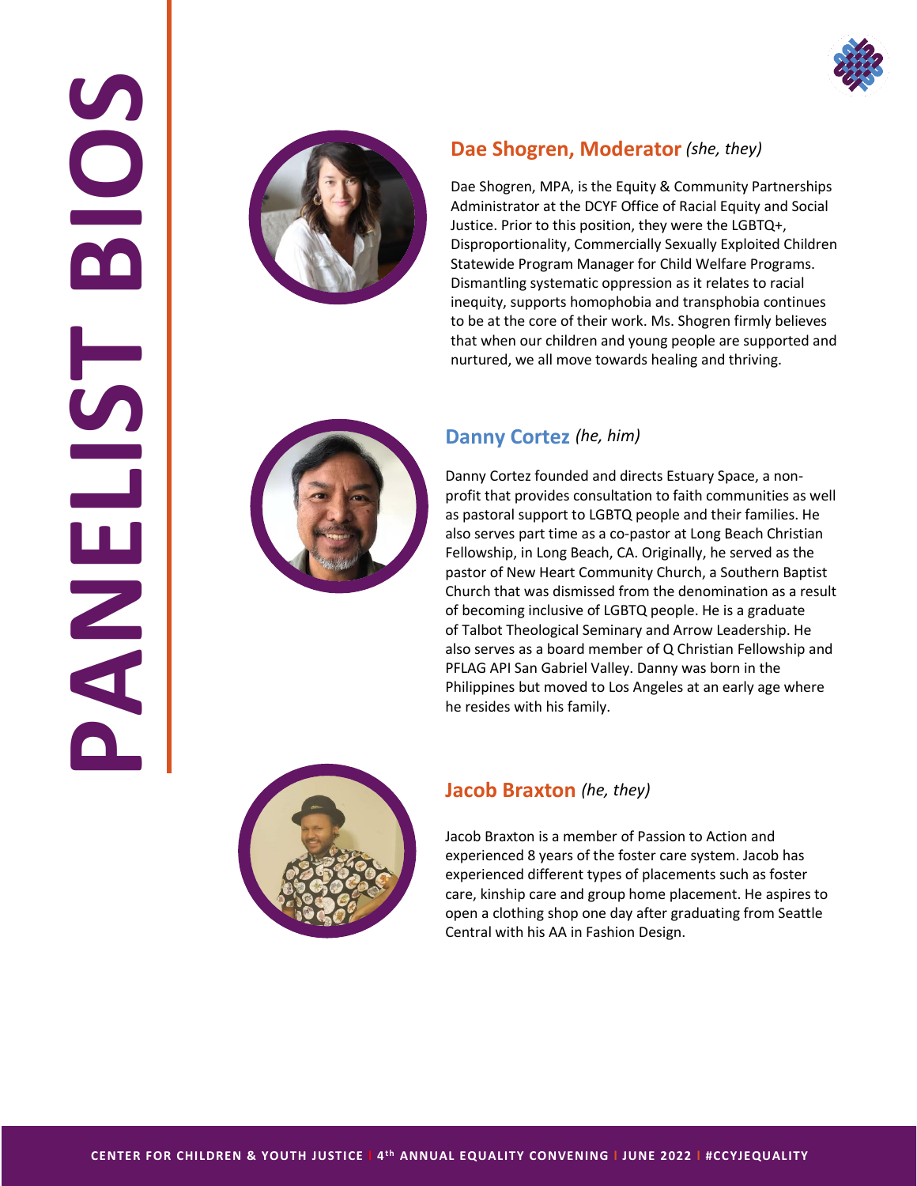# PANELIST BIOS

## Dae Shogren, Moderator *(she, they)*

Dae Shogren, MPA, is the Equity & Community Partnerships Administrator at the DCYF Office of Racial Equity and Social Justice. Prior to this position, they were the LGBTQ+, Disproportionality, Commercially Sexually Exploited Children Statewide Program Manager for Child Welfare Programs. Dismantling systematic oppression as it relates to racial inequity, supports homophobia and transphobia continues to be at the core of their work. Ms. Shogren firmly believes that when our children and young people are supported and nurtured, we all move towards healing and thriving.

## Danny Cortez *(he, him)*

Danny Cortez founded and directs Estuary Space, a non-profit that provides consultation to faith communities as well as pastoral support to LGBTQ people and their families. He also serves part time as a co-pastor at Long Beach Christian Fellowship, in Long Beach, CA. Originally, he served as the pastor of New Heart Community Church, a Southern Baptist Church that was dismissed from the denomination as a result of becoming inclusive of LGBTQ people. He is a graduate of Talbot Theological Seminary and Arrow Leadership. He also serves as a board member of Q Christian Fellowship and PFLAG API San Gabriel Valley. Danny was born in the Philippines but moved to Los Angeles at an early age where he resides with his family.

## Jacob Braxton *(he, they)*

Jacob Braxton is a member of Passion to Action and experienced 8 years of the foster care system. Jacob has experienced different types of placements such as foster care, kinship care and group home placement. He aspires to open a clothing shop one day after graduating from Seattle Central with his AA in Fashion Design.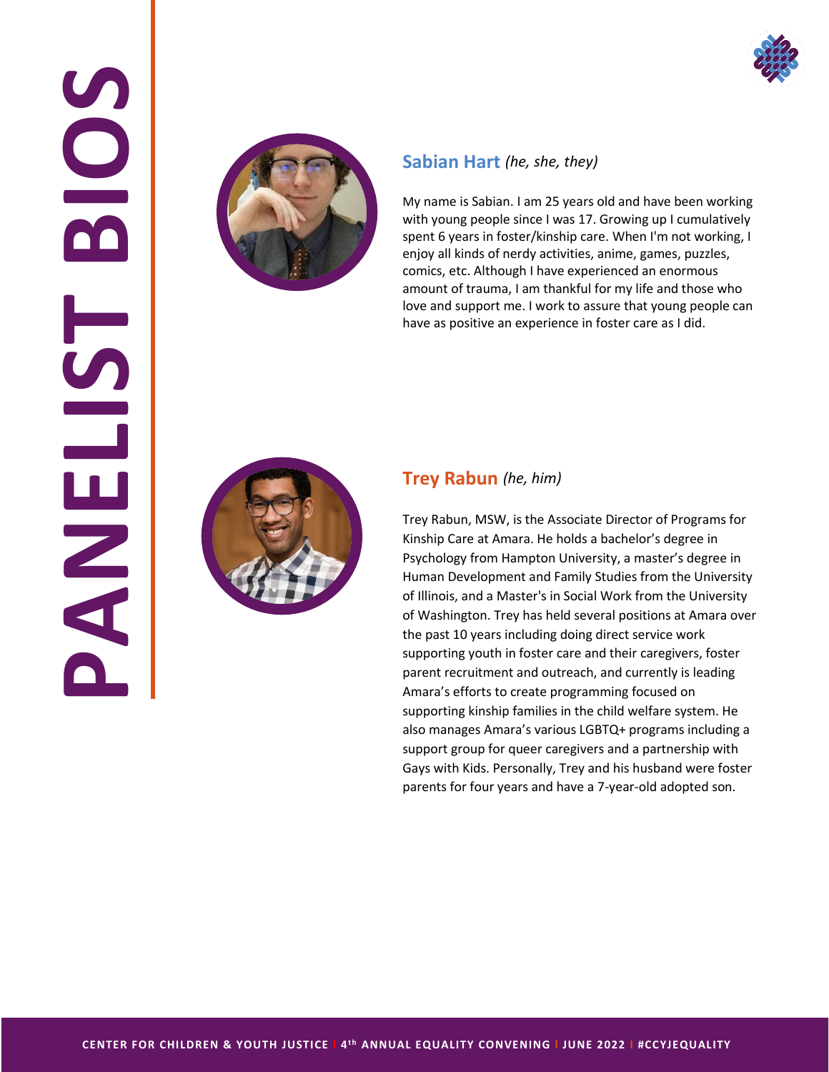# PANELIST BIOS

## Sabian Hart *(he, she, they)*

My name is Sabian. I am 25 years old and have been working with young people since I was 17. Growing up I cumulatively spent 6 years in foster/kinship care. When I'm not working, I enjoy all kinds of nerdy activities, anime, games, puzzles, comics, etc. Although I have experienced an enormous amount of trauma, I am thankful for my life and those who love and support me. I work to assure that young people can have as positive an experience in foster care as I did.

## Trey Rabun *(he, him)*

Trey Rabun, MSW, is the Associate Director of Programs for Kinship Care at Amara. He holds a bachelor's degree in Psychology from Hampton University, a master's degree in Human Development and Family Studies from the University of Illinois, and a Master's in Social Work from the University of Washington. Trey has held several positions at Amara over the past 10 years including doing direct service work supporting youth in foster care and their caregivers, foster parent recruitment and outreach, and currently is leading Amara's efforts to create programming focused on supporting kinship families in the child welfare system. He also manages Amara's various LGBTQ+ programs including a support group for queer caregivers and a partnership with Gays with Kids. Personally, Trey and his husband were foster parents for four years and have a 7-year-old adopted son.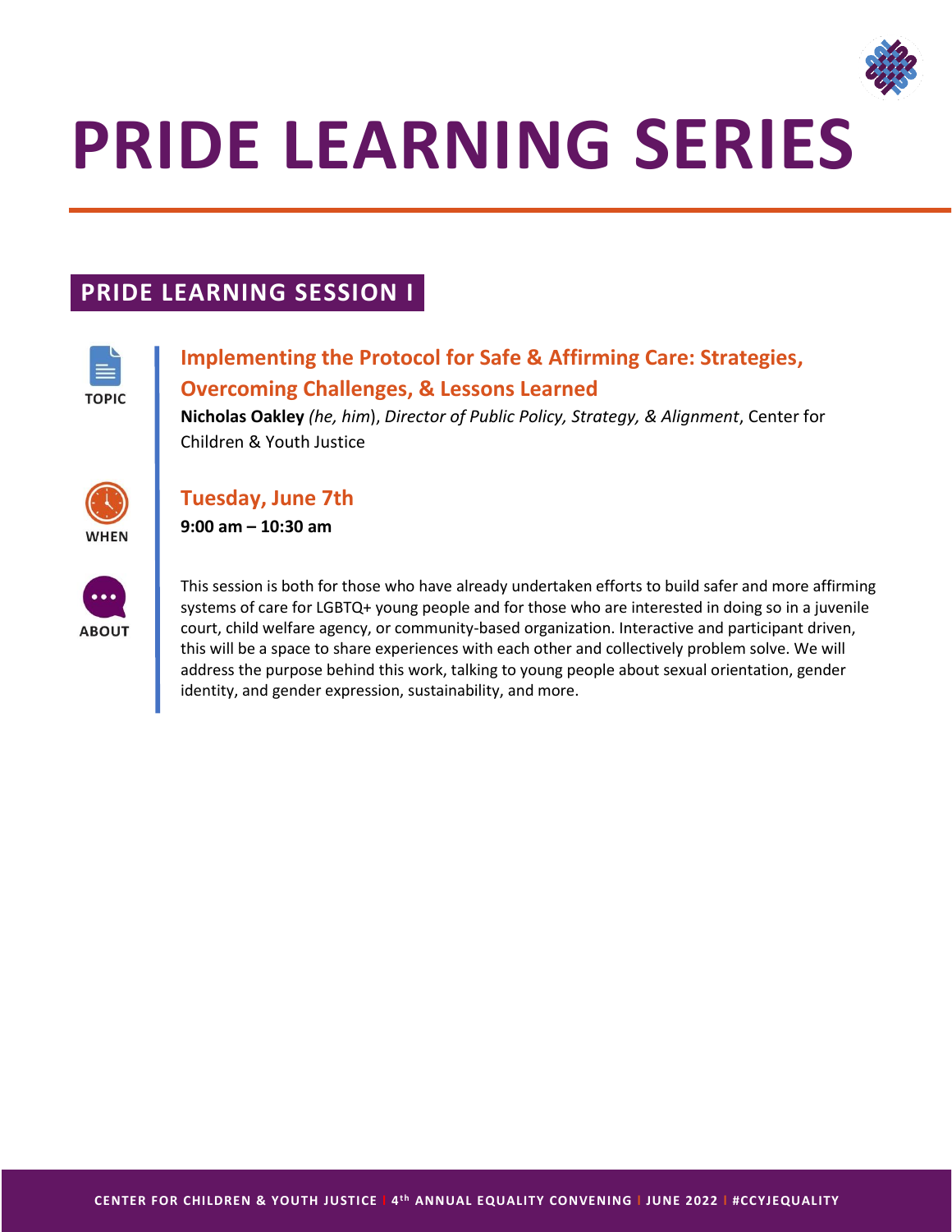# PRIDE LEARNING SERIES

## PRIDE LEARNING SESSION I

TOPIC

### Implementing the Protocol for Safe & Affirming Care: Strategies, Overcoming Challenges, & Lessons Learned

**Nicholas Oakley** *(he, him)*, *Director of Public Policy, Strategy, & Alignment*, Center for Children & Youth Justice

WHEN

### Tuesday, June 7th

**9:00 am – 10:30 am**

ABOUT

This session is both for those who have already undertaken efforts to build safer and more affirming systems of care for LGBTQ+ young people and for those who are interested in doing so in a juvenile court, child welfare agency, or community-based organization. Interactive and participant driven, this will be a space to share experiences with each other and collectively problem solve. We will address the purpose behind this work, talking to young people about sexual orientation, gender identity, and gender expression, sustainability, and more.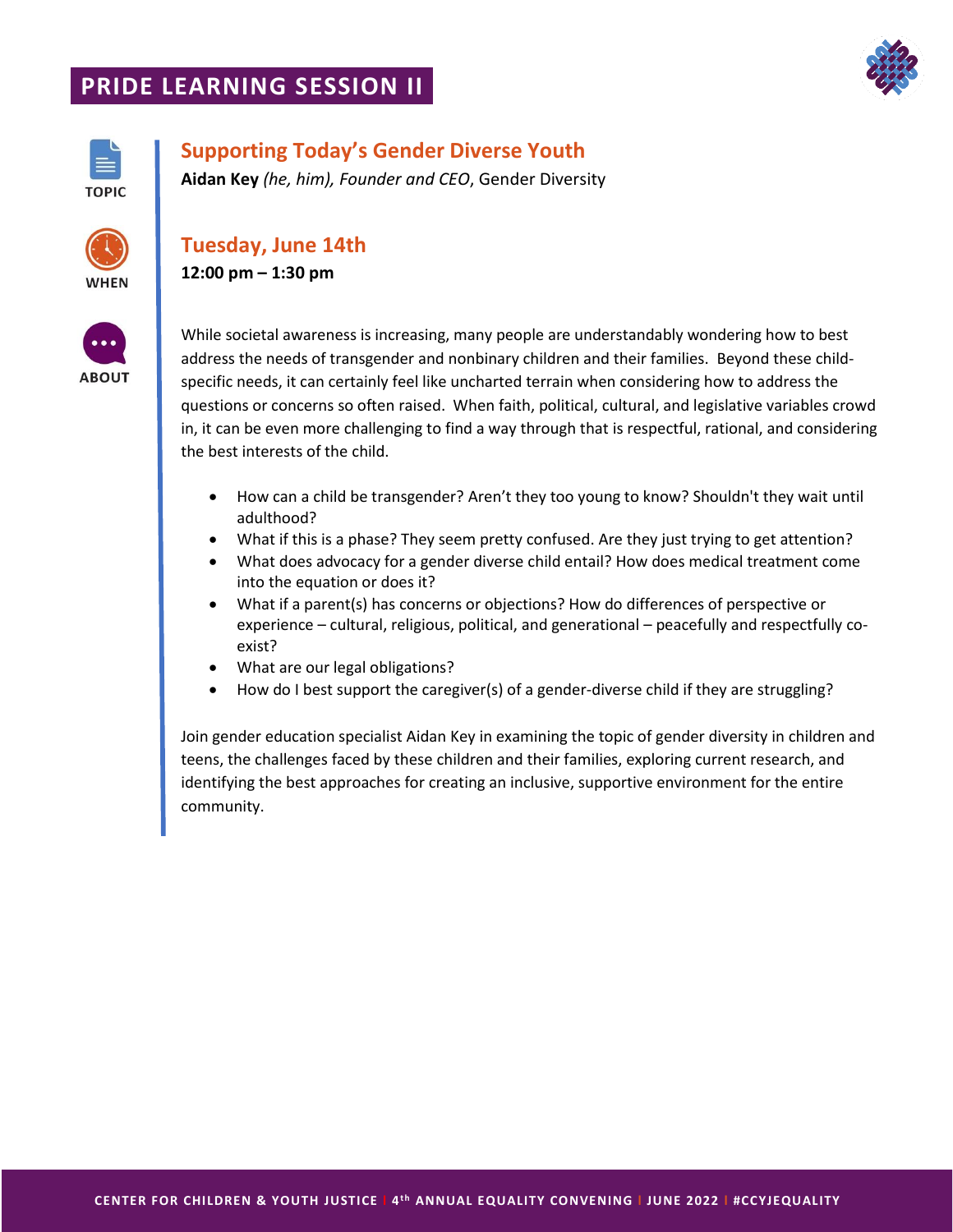# PRIDE LEARNING SESSION II

TOPIC

## Supporting Today's Gender Diverse Youth

**Aidan Key** *(he, him), Founder and CEO*, Gender Diversity

WHEN

## Tuesday, June 14th

**12:00 pm – 1:30 pm**

ABOUT

While societal awareness is increasing, many people are understandably wondering how to best address the needs of transgender and nonbinary children and their families. Beyond these child-specific needs, it can certainly feel like uncharted terrain when considering how to address the questions or concerns so often raised. When faith, political, cultural, and legislative variables crowd in, it can be even more challenging to find a way through that is respectful, rational, and considering the best interests of the child.

- How can a child be transgender? Aren't they too young to know? Shouldn't they wait until adulthood?
- What if this is a phase? They seem pretty confused. Are they just trying to get attention?
- What does advocacy for a gender diverse child entail? How does medical treatment come into the equation or does it?
- What if a parent(s) has concerns or objections? How do differences of perspective or experience – cultural, religious, political, and generational – peacefully and respectfully co-exist?
- What are our legal obligations?
- How do I best support the caregiver(s) of a gender-diverse child if they are struggling?

Join gender education specialist Aidan Key in examining the topic of gender diversity in children and teens, the challenges faced by these children and their families, exploring current research, and identifying the best approaches for creating an inclusive, supportive environment for the entire community.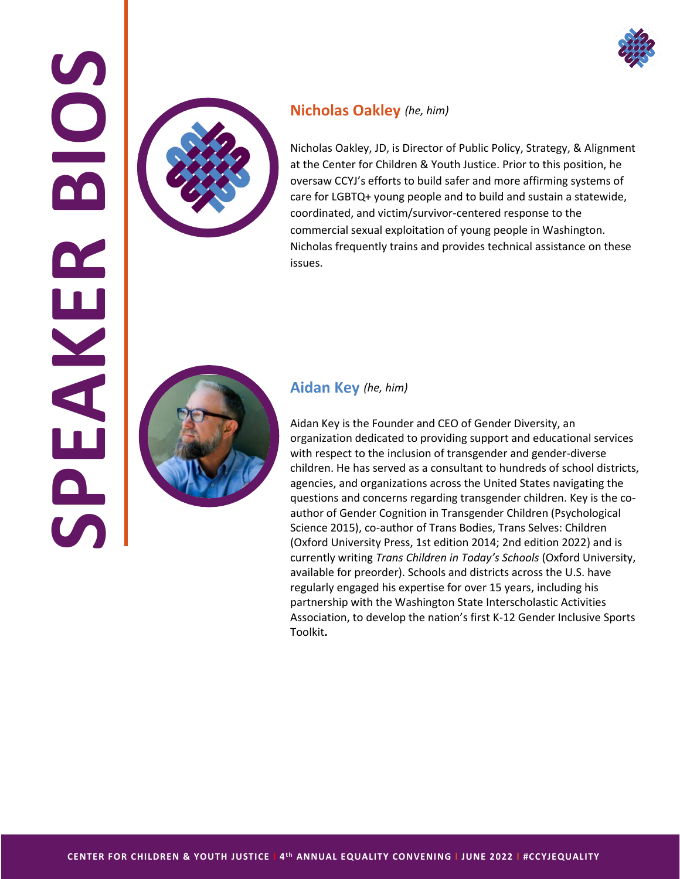# SPEAKER BIOS

## Nicholas Oakley *(he, him)*

Nicholas Oakley, JD, is Director of Public Policy, Strategy, & Alignment at the Center for Children & Youth Justice. Prior to this position, he oversaw CCYJ's efforts to build safer and more affirming systems of care for LGBTQ+ young people and to build and sustain a statewide, coordinated, and victim/survivor-centered response to the commercial sexual exploitation of young people in Washington. Nicholas frequently trains and provides technical assistance on these issues.

## Aidan Key *(he, him)*

Aidan Key is the Founder and CEO of Gender Diversity, an organization dedicated to providing support and educational services with respect to the inclusion of transgender and gender-diverse children. He has served as a consultant to hundreds of school districts, agencies, and organizations across the United States navigating the questions and concerns regarding transgender children. Key is the co-author of Gender Cognition in Transgender Children (Psychological Science 2015), co-author of Trans Bodies, Trans Selves: Children (Oxford University Press, 1st edition 2014; 2nd edition 2022) and is currently writing *Trans Children in Today's Schools* (Oxford University, available for preorder). Schools and districts across the U.S. have regularly engaged his expertise for over 15 years, including his partnership with the Washington State Interscholastic Activities Association, to develop the nation's first K-12 Gender Inclusive Sports Toolkit**.**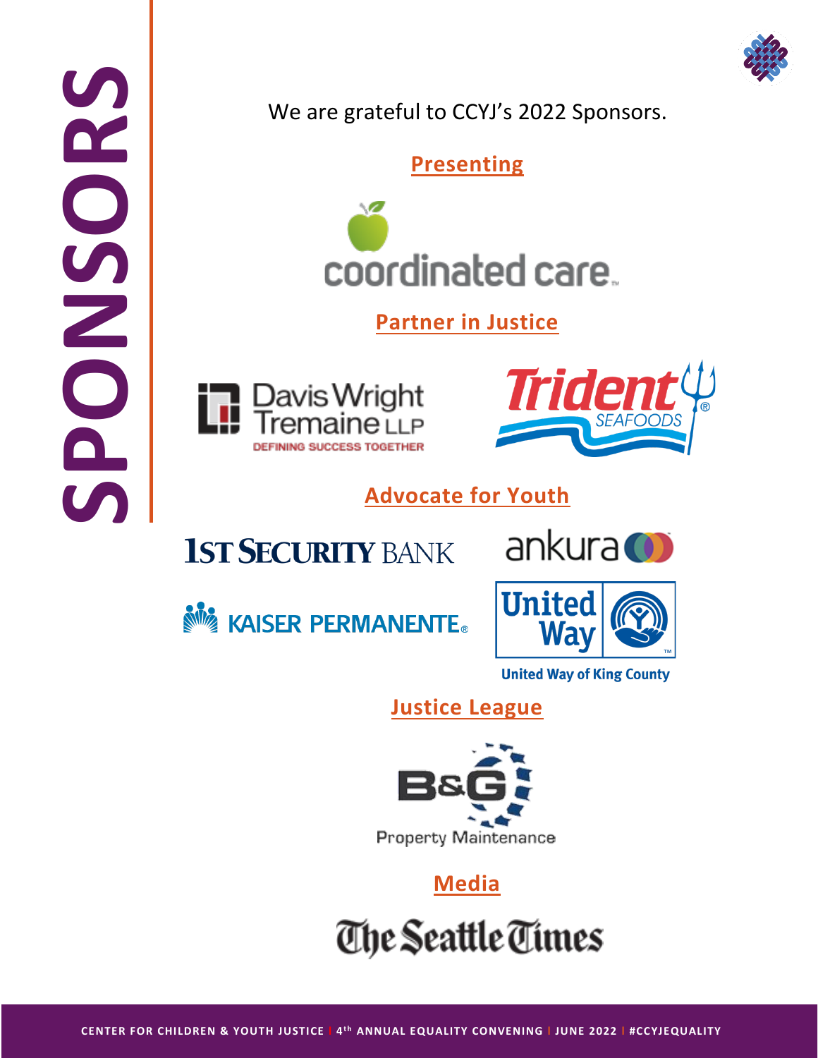# SPONSORS

We are grateful to CCYJ's 2022 Sponsors.

## Presenting

coordinated care

## Partner in Justice

Davis Wright Tremaine LLP
DEFINING SUCCESS TOGETHER

Trident SEAFOODS

## Advocate for Youth

1ST SECURITY BANK

ankura

KAISER PERMANENTE

United Way
United Way of King County

## Justice League

B&G Property Maintenance

## Media

The Seattle Times